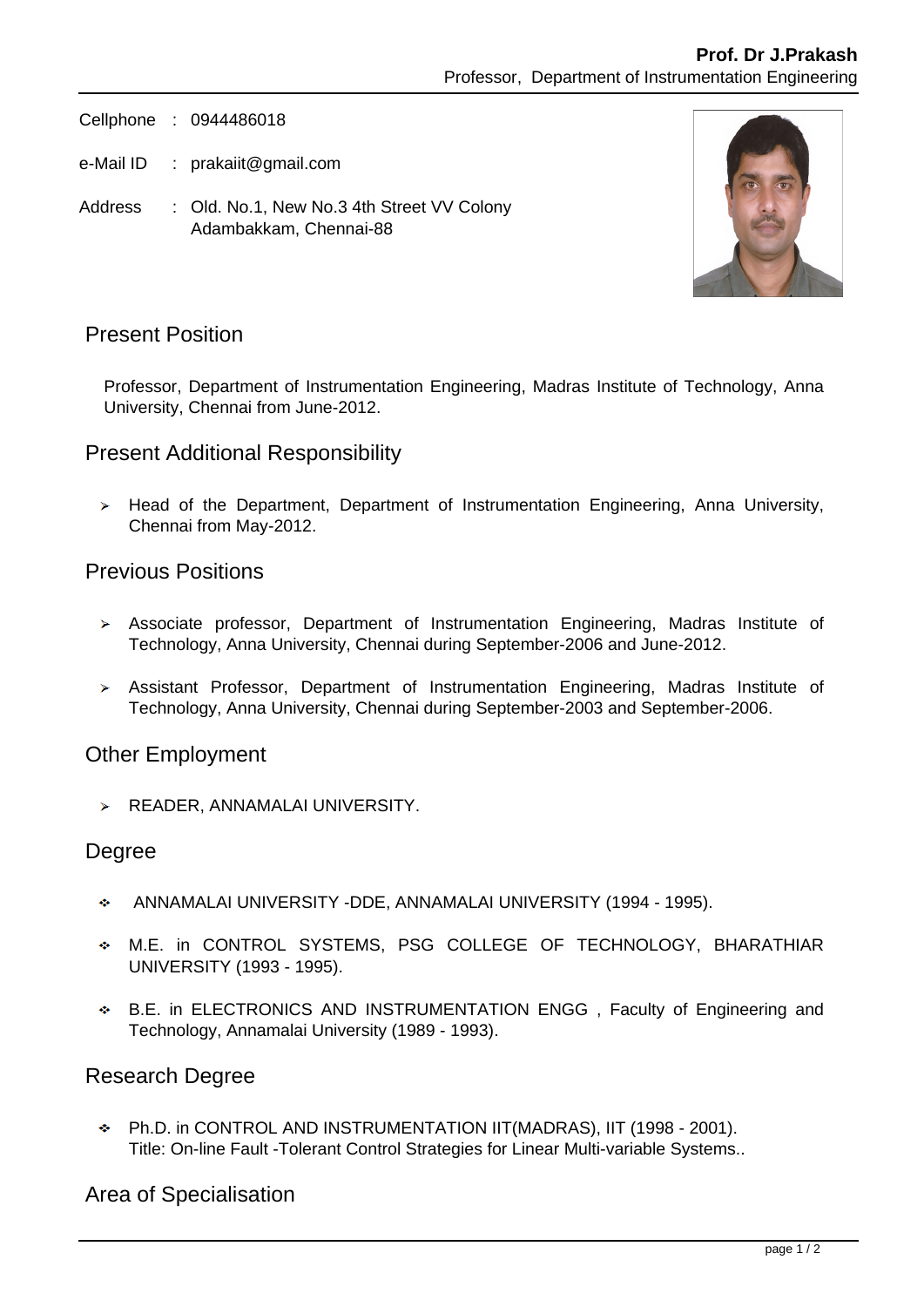**Prof. Dr J.Prakash**
Professor, Department of Instrumentation Engineering

Cellphone : 0944486018

e-Mail ID : prakaiit@gmail.com

Address : Old. No.1, New No.3 4th Street VV Colony
Adambakkam, Chennai-88

## Present Position

Professor, Department of Instrumentation Engineering, Madras Institute of Technology, Anna University, Chennai from June-2012.

## Present Additional Responsibility

- Head of the Department, Department of Instrumentation Engineering, Anna University, Chennai from May-2012.

## Previous Positions

- Associate professor, Department of Instrumentation Engineering, Madras Institute of Technology, Anna University, Chennai during September-2006 and June-2012.
- Assistant Professor, Department of Instrumentation Engineering, Madras Institute of Technology, Anna University, Chennai during September-2003 and September-2006.

## Other Employment

- READER, ANNAMALAI UNIVERSITY.

## Degree

- ANNAMALAI UNIVERSITY -DDE, ANNAMALAI UNIVERSITY (1994 - 1995).
- M.E. in CONTROL SYSTEMS, PSG COLLEGE OF TECHNOLOGY, BHARATHIAR UNIVERSITY (1993 - 1995).
- B.E. in ELECTRONICS AND INSTRUMENTATION ENGG , Faculty of Engineering and Technology, Annamalai University (1989 - 1993).

## Research Degree

- Ph.D. in CONTROL AND INSTRUMENTATION IIT(MADRAS), IIT (1998 - 2001).
  Title: On-line Fault -Tolerant Control Strategies for Linear Multi-variable Systems..

## Area of Specialisation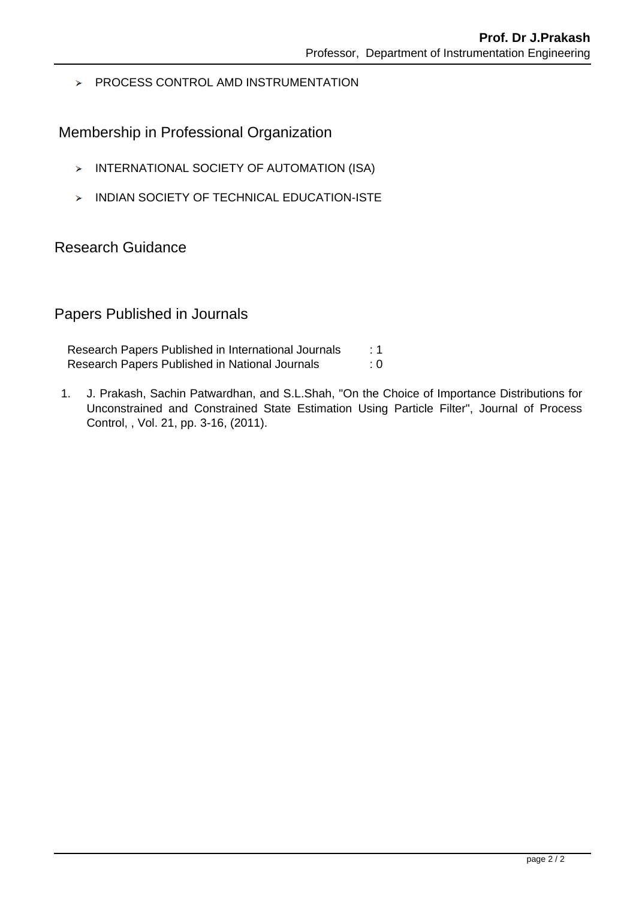- PROCESS CONTROL AMD INSTRUMENTATION

## Membership in Professional Organization

- INTERNATIONAL SOCIETY OF AUTOMATION (ISA)
- INDIAN SOCIETY OF TECHNICAL EDUCATION-ISTE

## Research Guidance

## Papers Published in Journals

| | |
|---|---|
| Research Papers Published in International Journals | : 1 |
| Research Papers Published in National Journals | : 0 |

1. J. Prakash, Sachin Patwardhan, and S.L.Shah, "On the Choice of Importance Distributions for Unconstrained and Constrained State Estimation Using Particle Filter", Journal of Process Control, , Vol. 21, pp. 3-16, (2011).